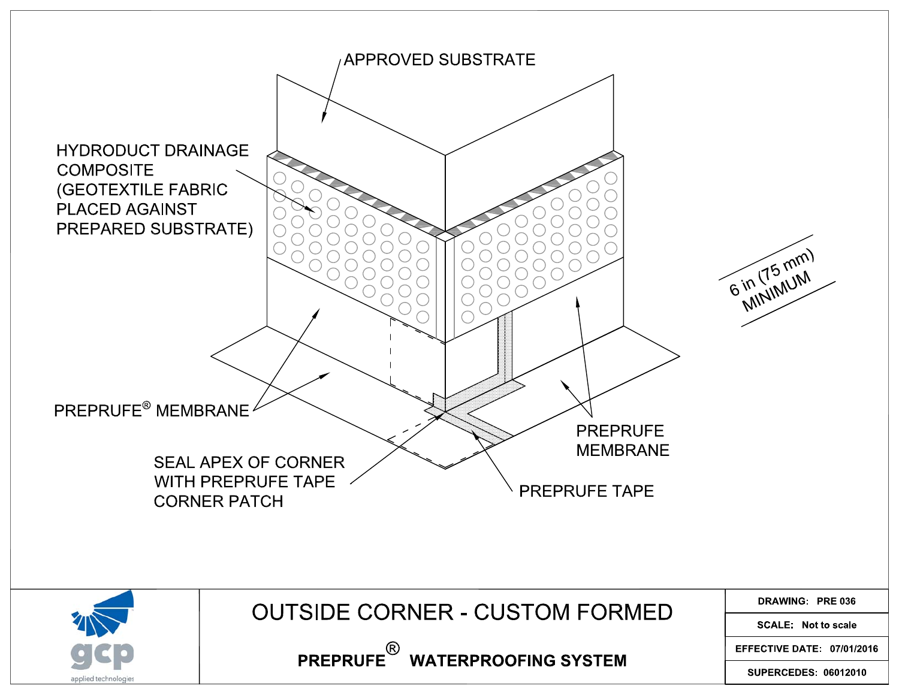APPROVED SUBSTRATE

HYDRODUCT DRAINAGE COMPOSITE (GEOTEXTILE FABRIC PLACED AGAINST PREPARED SUBSTRATE)

6 in (75 mm) MINIMUM

PREPRUFE® MEMBRANE

PREPRUFE MEMBRANE

SEAL APEX OF CORNER WITH PREPRUFE TAPE CORNER PATCH

PREPRUFE TAPE

gcp applied technologies

# OUTSIDE CORNER - CUSTOM FORMED

## PREPRUFE® WATERPROOFING SYSTEM

| | |
|---|---|
| DRAWING: | PRE 036 |
| SCALE: | Not to scale |
| EFFECTIVE DATE: | 07/01/2016 |
| SUPERCEDES: | 06012010 |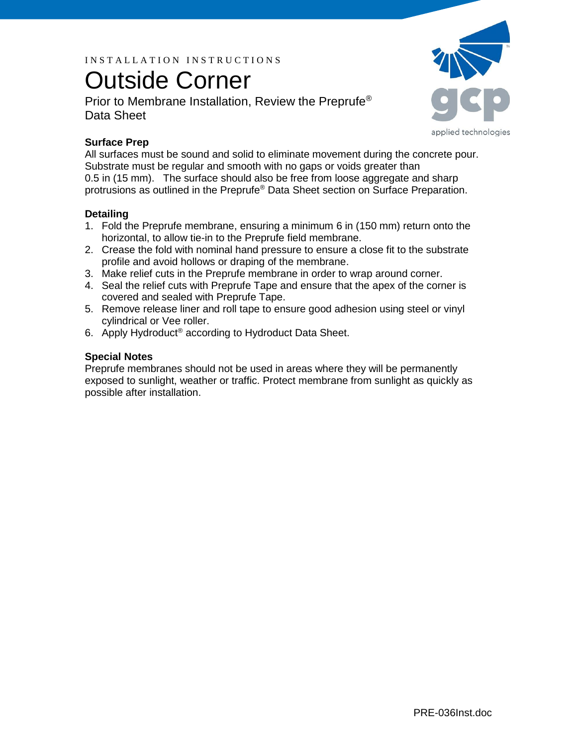INSTALLATION INSTRUCTIONS

# Outside Corner

Prior to Membrane Installation, Review the Preprufe® Data Sheet

applied technologies

**Surface Prep**

All surfaces must be sound and solid to eliminate movement during the concrete pour. Substrate must be regular and smooth with no gaps or voids greater than 0.5 in (15 mm). The surface should also be free from loose aggregate and sharp protrusions as outlined in the Preprufe® Data Sheet section on Surface Preparation.

**Detailing**

1. Fold the Preprufe membrane, ensuring a minimum 6 in (150 mm) return onto the horizontal, to allow tie-in to the Preprufe field membrane.
2. Crease the fold with nominal hand pressure to ensure a close fit to the substrate profile and avoid hollows or draping of the membrane.
3. Make relief cuts in the Preprufe membrane in order to wrap around corner.
4. Seal the relief cuts with Preprufe Tape and ensure that the apex of the corner is covered and sealed with Preprufe Tape.
5. Remove release liner and roll tape to ensure good adhesion using steel or vinyl cylindrical or Vee roller.
6. Apply Hydroduct® according to Hydroduct Data Sheet.

**Special Notes**

Preprufe membranes should not be used in areas where they will be permanently exposed to sunlight, weather or traffic. Protect membrane from sunlight as quickly as possible after installation.

PRE-036Inst.doc